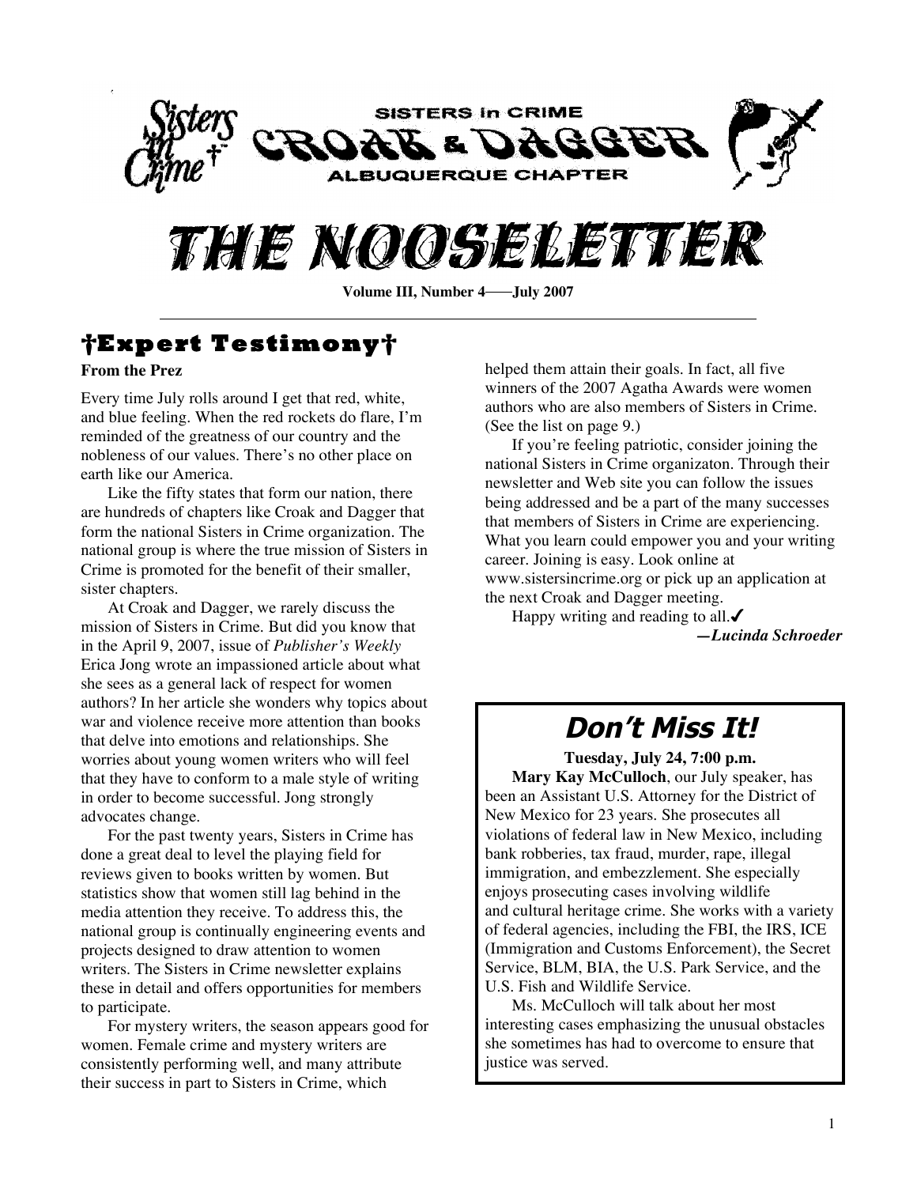SISTERS in CRIME

CROAK & DAGGER

ALBUQUERQUE CHAPTER

# THE NOOSELETTER

**Volume III, Number 4——July 2007**

## †Expert Testimony†

**From the Prez**

Every time July rolls around I get that red, white, and blue feeling. When the red rockets do flare, I'm reminded of the greatness of our country and the nobleness of our values. There's no other place on earth like our America.

Like the fifty states that form our nation, there are hundreds of chapters like Croak and Dagger that form the national Sisters in Crime organization. The national group is where the true mission of Sisters in Crime is promoted for the benefit of their smaller, sister chapters.

At Croak and Dagger, we rarely discuss the mission of Sisters in Crime. But did you know that in the April 9, 2007, issue of *Publisher's Weekly* Erica Jong wrote an impassioned article about what she sees as a general lack of respect for women authors? In her article she wonders why topics about war and violence receive more attention than books that delve into emotions and relationships. She worries about young women writers who will feel that they have to conform to a male style of writing in order to become successful. Jong strongly advocates change.

For the past twenty years, Sisters in Crime has done a great deal to level the playing field for reviews given to books written by women. But statistics show that women still lag behind in the media attention they receive. To address this, the national group is continually engineering events and projects designed to draw attention to women writers. The Sisters in Crime newsletter explains these in detail and offers opportunities for members to participate.

For mystery writers, the season appears good for women. Female crime and mystery writers are consistently performing well, and many attribute their success in part to Sisters in Crime, which helped them attain their goals. In fact, all five winners of the 2007 Agatha Awards were women authors who are also members of Sisters in Crime. (See the list on page 9.)

If you're feeling patriotic, consider joining the national Sisters in Crime organizaton. Through their newsletter and Web site you can follow the issues being addressed and be a part of the many successes that members of Sisters in Crime are experiencing. What you learn could empower you and your writing career. Joining is easy. Look online at www.sistersincrime.org or pick up an application at the next Croak and Dagger meeting.

Happy writing and reading to all.✓

***—Lucinda Schroeder***

## Don't Miss It!

**Tuesday, July 24, 7:00 p.m.**

**Mary Kay McCulloch**, our July speaker, has been an Assistant U.S. Attorney for the District of New Mexico for 23 years. She prosecutes all violations of federal law in New Mexico, including bank robberies, tax fraud, murder, rape, illegal immigration, and embezzlement. She especially enjoys prosecuting cases involving wildlife and cultural heritage crime. She works with a variety of federal agencies, including the FBI, the IRS, ICE (Immigration and Customs Enforcement), the Secret Service, BLM, BIA, the U.S. Park Service, and the U.S. Fish and Wildlife Service.

Ms. McCulloch will talk about her most interesting cases emphasizing the unusual obstacles she sometimes has had to overcome to ensure that justice was served.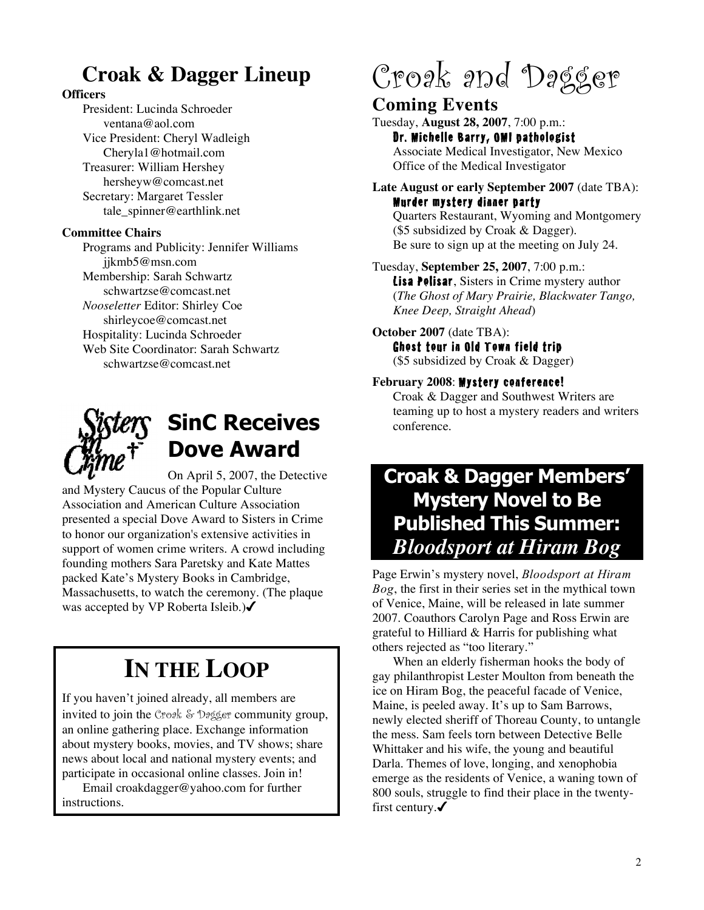## Croak & Dagger Lineup

**Officers**

President: Lucinda Schroeder
ventana@aol.com
Vice President: Cheryl Wadleigh
Cheryla1@hotmail.com
Treasurer: William Hershey
hersheyw@comcast.net
Secretary: Margaret Tessler
tale_spinner@earthlink.net

**Committee Chairs**

Programs and Publicity: Jennifer Williams
jjkmb5@msn.com
Membership: Sarah Schwartz
schwartzse@comcast.net
*Nooseletter* Editor: Shirley Coe
shirleycoe@comcast.net
Hospitality: Lucinda Schroeder
Web Site Coordinator: Sarah Schwartz
schwartzse@comcast.net

## SinC Receives Dove Award

On April 5, 2007, the Detective and Mystery Caucus of the Popular Culture Association and American Culture Association presented a special Dove Award to Sisters in Crime to honor our organization's extensive activities in support of women crime writers. A crowd including founding mothers Sara Paretsky and Kate Mattes packed Kate's Mystery Books in Cambridge, Massachusetts, to watch the ceremony. (The plaque was accepted by VP Roberta Isleib.)✓

## IN THE LOOP

If you haven't joined already, all members are invited to join the Croak & Dagger community group, an online gathering place. Exchange information about mystery books, movies, and TV shows; share news about local and national mystery events; and participate in occasional online classes. Join in!

Email croakdagger@yahoo.com for further instructions.

# Croak and Dagger

## Coming Events

Tuesday, **August 28, 2007**, 7:00 p.m.:
**Dr. Michelle Barry, OMI pathologist**
Associate Medical Investigator, New Mexico Office of the Medical Investigator

**Late August or early September 2007** (date TBA):
**Murder mystery dinner party**
Quarters Restaurant, Wyoming and Montgomery ($5 subsidized by Croak & Dagger).
Be sure to sign up at the meeting on July 24.

Tuesday, **September 25, 2007**, 7:00 p.m.:
**Lisa Polisar**, Sisters in Crime mystery author (*The Ghost of Mary Prairie, Blackwater Tango, Knee Deep, Straight Ahead*)

**October 2007** (date TBA):
**Ghost tour in Old Town field trip**
($5 subsidized by Croak & Dagger)

**February 2008**: **Mystery conference!**
Croak & Dagger and Southwest Writers are teaming up to host a mystery readers and writers conference.

## Croak & Dagger Members' Mystery Novel to Be Published This Summer: *Bloodsport at Hiram Bog*

Page Erwin's mystery novel, *Bloodsport at Hiram Bog*, the first in their series set in the mythical town of Venice, Maine, will be released in late summer 2007. Coauthors Carolyn Page and Ross Erwin are grateful to Hilliard & Harris for publishing what others rejected as "too literary."

When an elderly fisherman hooks the body of gay philanthropist Lester Moulton from beneath the ice on Hiram Bog, the peaceful facade of Venice, Maine, is peeled away. It's up to Sam Barrows, newly elected sheriff of Thoreau County, to untangle the mess. Sam feels torn between Detective Belle Whittaker and his wife, the young and beautiful Darla. Themes of love, longing, and xenophobia emerge as the residents of Venice, a waning town of 800 souls, struggle to find their place in the twenty-first century.✓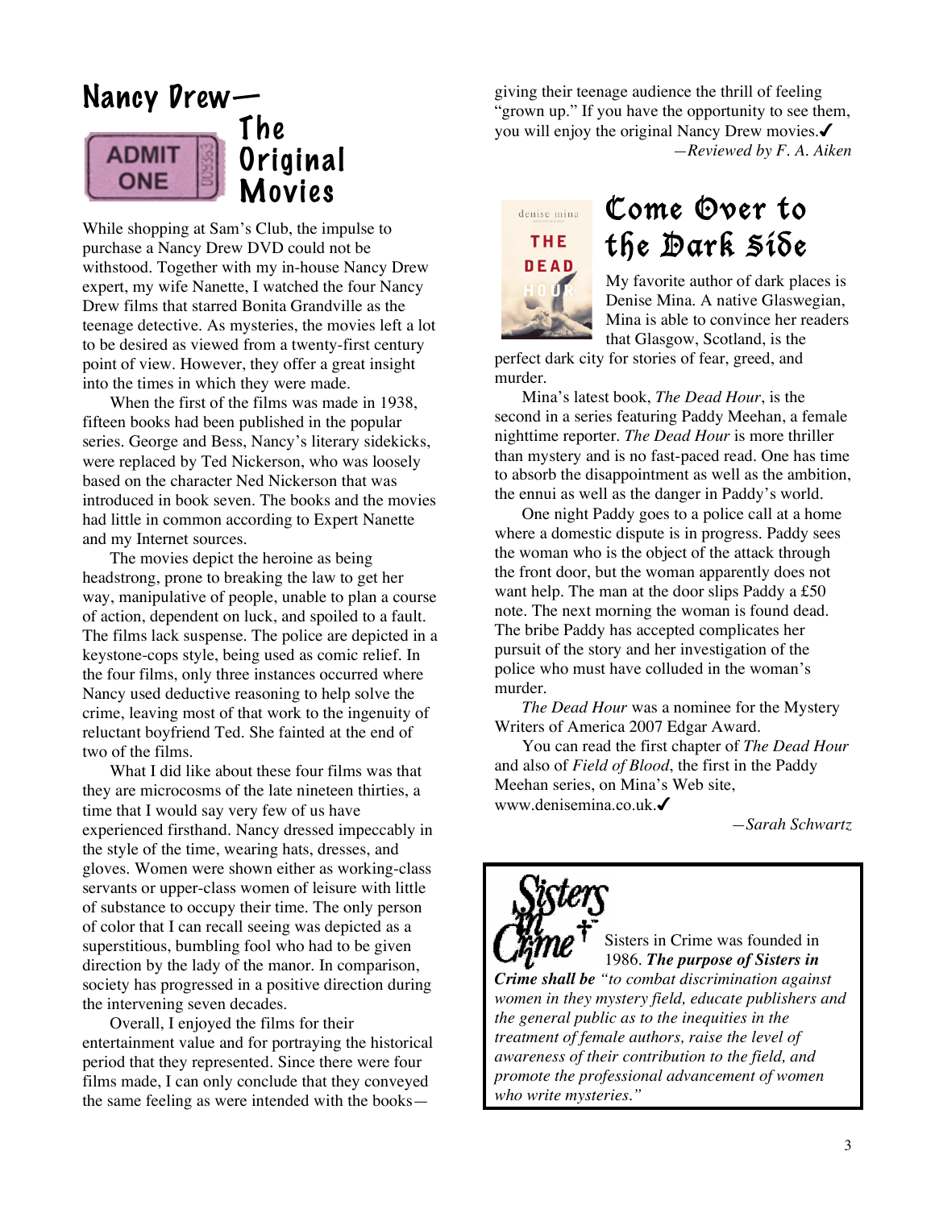# Nancy Drew—The Original Movies

While shopping at Sam's Club, the impulse to purchase a Nancy Drew DVD could not be withstood. Together with my in-house Nancy Drew expert, my wife Nanette, I watched the four Nancy Drew films that starred Bonita Grandville as the teenage detective. As mysteries, the movies left a lot to be desired as viewed from a twenty-first century point of view. However, they offer a great insight into the times in which they were made.

When the first of the films was made in 1938, fifteen books had been published in the popular series. George and Bess, Nancy's literary sidekicks, were replaced by Ted Nickerson, who was loosely based on the character Ned Nickerson that was introduced in book seven. The books and the movies had little in common according to Expert Nanette and my Internet sources.

The movies depict the heroine as being headstrong, prone to breaking the law to get her way, manipulative of people, unable to plan a course of action, dependent on luck, and spoiled to a fault. The films lack suspense. The police are depicted in a keystone-cops style, being used as comic relief. In the four films, only three instances occurred where Nancy used deductive reasoning to help solve the crime, leaving most of that work to the ingenuity of reluctant boyfriend Ted. She fainted at the end of two of the films.

What I did like about these four films was that they are microcosms of the late nineteen thirties, a time that I would say very few of us have experienced firsthand. Nancy dressed impeccably in the style of the time, wearing hats, dresses, and gloves. Women were shown either as working-class servants or upper-class women of leisure with little of substance to occupy their time. The only person of color that I can recall seeing was depicted as a superstitious, bumbling fool who had to be given direction by the lady of the manor. In comparison, society has progressed in a positive direction during the intervening seven decades.

Overall, I enjoyed the films for their entertainment value and for portraying the historical period that they represented. Since there were four films made, I can only conclude that they conveyed the same feeling as were intended with the books—giving their teenage audience the thrill of feeling "grown up." If you have the opportunity to see them, you will enjoy the original Nancy Drew movies.✓

*—Reviewed by F. A. Aiken*

# Come Over to the Dark Side

My favorite author of dark places is Denise Mina. A native Glaswegian, Mina is able to convince her readers that Glasgow, Scotland, is the perfect dark city for stories of fear, greed, and murder.

Mina's latest book, *The Dead Hour*, is the second in a series featuring Paddy Meehan, a female nighttime reporter. *The Dead Hour* is more thriller than mystery and is no fast-paced read. One has time to absorb the disappointment as well as the ambition, the ennui as well as the danger in Paddy's world.

One night Paddy goes to a police call at a home where a domestic dispute is in progress. Paddy sees the woman who is the object of the attack through the front door, but the woman apparently does not want help. The man at the door slips Paddy a £50 note. The next morning the woman is found dead. The bribe Paddy has accepted complicates her pursuit of the story and her investigation of the police who must have colluded in the woman's murder.

*The Dead Hour* was a nominee for the Mystery Writers of America 2007 Edgar Award.

You can read the first chapter of *The Dead Hour* and also of *Field of Blood*, the first in the Paddy Meehan series, on Mina's Web site, www.denisemina.co.uk.✓

*—Sarah Schwartz*

---

Sisters in Crime was founded in 1986. ***The purpose of Sisters in Crime shall be*** *"to combat discrimination against women in they mystery field, educate publishers and the general public as to the inequities in the treatment of female authors, raise the level of awareness of their contribution to the field, and promote the professional advancement of women who write mysteries."*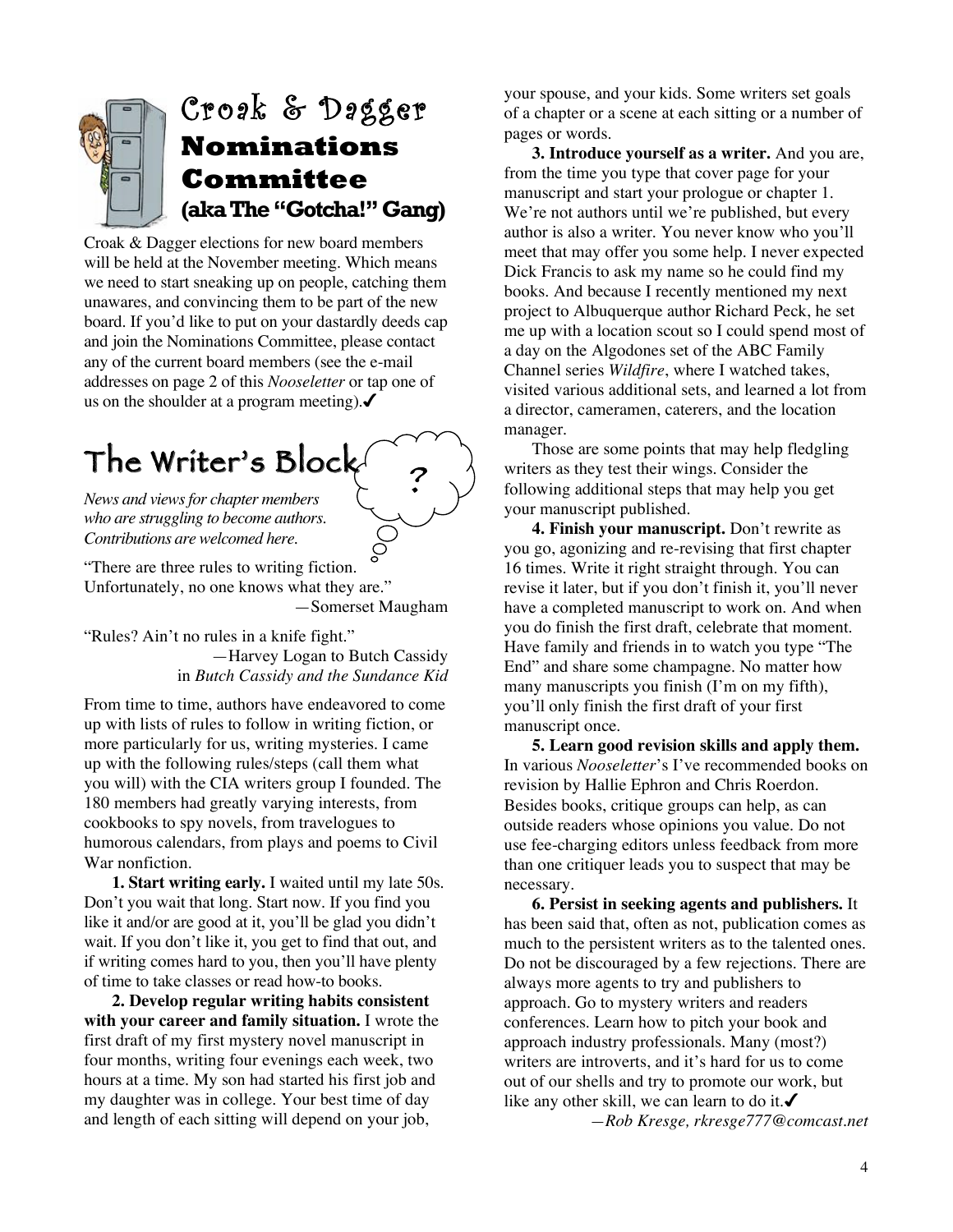## Croak & Dagger Nominations Committee (aka The "Gotcha!" Gang)

Croak & Dagger elections for new board members will be held at the November meeting. Which means we need to start sneaking up on people, catching them unawares, and convincing them to be part of the new board. If you'd like to put on your dastardly deeds cap and join the Nominations Committee, please contact any of the current board members (see the e-mail addresses on page 2 of this *Nooseletter* or tap one of us on the shoulder at a program meeting).✔

## The Writer's Block

*News and views for chapter members who are struggling to become authors. Contributions are welcomed here.*

"There are three rules to writing fiction. Unfortunately, no one knows what they are."
—Somerset Maugham

"Rules? Ain't no rules in a knife fight."
—Harvey Logan to Butch Cassidy in *Butch Cassidy and the Sundance Kid*

From time to time, authors have endeavored to come up with lists of rules to follow in writing fiction, or more particularly for us, writing mysteries. I came up with the following rules/steps (call them what you will) with the CIA writers group I founded. The 180 members had greatly varying interests, from cookbooks to spy novels, from travelogues to humorous calendars, from plays and poems to Civil War nonfiction.

**1. Start writing early.** I waited until my late 50s. Don't you wait that long. Start now. If you find you like it and/or are good at it, you'll be glad you didn't wait. If you don't like it, you get to find that out, and if writing comes hard to you, then you'll have plenty of time to take classes or read how-to books.

**2. Develop regular writing habits consistent with your career and family situation.** I wrote the first draft of my first mystery novel manuscript in four months, writing four evenings each week, two hours at a time. My son had started his first job and my daughter was in college. Your best time of day and length of each sitting will depend on your job, your spouse, and your kids. Some writers set goals of a chapter or a scene at each sitting or a number of pages or words.

**3. Introduce yourself as a writer.** And you are, from the time you type that cover page for your manuscript and start your prologue or chapter 1. We're not authors until we're published, but every author is also a writer. You never know who you'll meet that may offer you some help. I never expected Dick Francis to ask my name so he could find my books. And because I recently mentioned my next project to Albuquerque author Richard Peck, he set me up with a location scout so I could spend most of a day on the Algodones set of the ABC Family Channel series *Wildfire*, where I watched takes, visited various additional sets, and learned a lot from a director, cameramen, caterers, and the location manager.

Those are some points that may help fledgling writers as they test their wings. Consider the following additional steps that may help you get your manuscript published.

**4. Finish your manuscript.** Don't rewrite as you go, agonizing and re-revising that first chapter 16 times. Write it right straight through. You can revise it later, but if you don't finish it, you'll never have a completed manuscript to work on. And when you do finish the first draft, celebrate that moment. Have family and friends in to watch you type "The End" and share some champagne. No matter how many manuscripts you finish (I'm on my fifth), you'll only finish the first draft of your first manuscript once.

**5. Learn good revision skills and apply them.** In various *Nooseletter*'s I've recommended books on revision by Hallie Ephron and Chris Roerdon. Besides books, critique groups can help, as can outside readers whose opinions you value. Do not use fee-charging editors unless feedback from more than one critiquer leads you to suspect that may be necessary.

**6. Persist in seeking agents and publishers.** It has been said that, often as not, publication comes as much to the persistent writers as to the talented ones. Do not be discouraged by a few rejections. There are always more agents to try and publishers to approach. Go to mystery writers and readers conferences. Learn how to pitch your book and approach industry professionals. Many (most?) writers are introverts, and it's hard for us to come out of our shells and try to promote our work, but like any other skill, we can learn to do it.✔

*—Rob Kresge, rkresge777@comcast.net*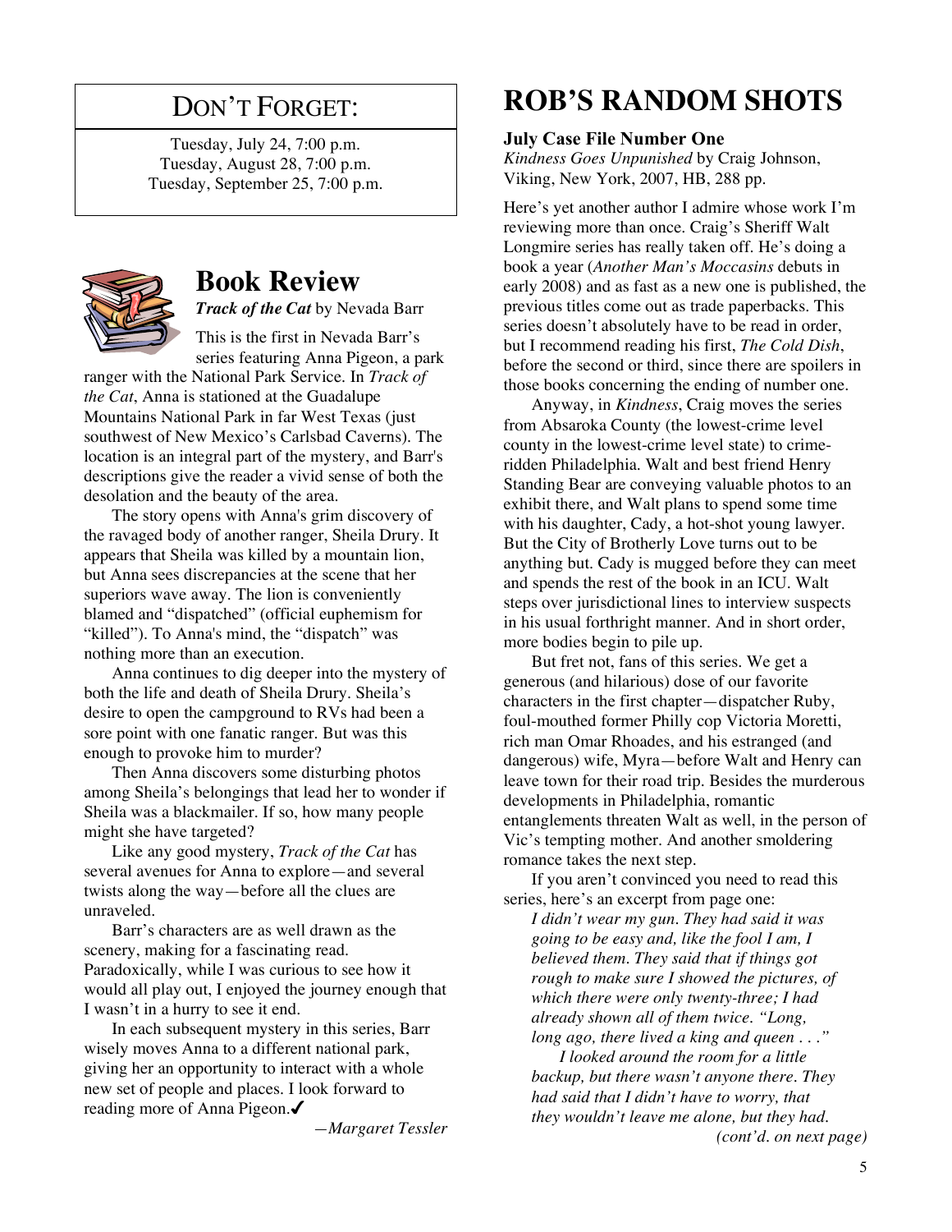## DON'T FORGET:

Tuesday, July 24, 7:00 p.m.
Tuesday, August 28, 7:00 p.m.
Tuesday, September 25, 7:00 p.m.

# Book Review

***Track of the Cat*** **by Nevada Barr**

This is the first in Nevada Barr's series featuring Anna Pigeon, a park ranger with the National Park Service. In *Track of the Cat*, Anna is stationed at the Guadalupe Mountains National Park in far West Texas (just southwest of New Mexico's Carlsbad Caverns). The location is an integral part of the mystery, and Barr's descriptions give the reader a vivid sense of both the desolation and the beauty of the area.

The story opens with Anna's grim discovery of the ravaged body of another ranger, Sheila Drury. It appears that Sheila was killed by a mountain lion, but Anna sees discrepancies at the scene that her superiors wave away. The lion is conveniently blamed and "dispatched" (official euphemism for "killed"). To Anna's mind, the "dispatch" was nothing more than an execution.

Anna continues to dig deeper into the mystery of both the life and death of Sheila Drury. Sheila's desire to open the campground to RVs had been a sore point with one fanatic ranger. But was this enough to provoke him to murder?

Then Anna discovers some disturbing photos among Sheila's belongings that lead her to wonder if Sheila was a blackmailer. If so, how many people might she have targeted?

Like any good mystery, *Track of the Cat* has several avenues for Anna to explore—and several twists along the way—before all the clues are unraveled.

Barr's characters are as well drawn as the scenery, making for a fascinating read. Paradoxically, while I was curious to see how it would all play out, I enjoyed the journey enough that I wasn't in a hurry to see it end.

In each subsequent mystery in this series, Barr wisely moves Anna to a different national park, giving her an opportunity to interact with a whole new set of people and places. I look forward to reading more of Anna Pigeon.✓

*—Margaret Tessler*

# ROB'S RANDOM SHOTS

**July Case File Number One**

*Kindness Goes Unpunished* by Craig Johnson, Viking, New York, 2007, HB, 288 pp.

Here's yet another author I admire whose work I'm reviewing more than once. Craig's Sheriff Walt Longmire series has really taken off. He's doing a book a year (*Another Man's Moccasins* debuts in early 2008) and as fast as a new one is published, the previous titles come out as trade paperbacks. This series doesn't absolutely have to be read in order, but I recommend reading his first, *The Cold Dish*, before the second or third, since there are spoilers in those books concerning the ending of number one.

Anyway, in *Kindness*, Craig moves the series from Absaroka County (the lowest-crime level county in the lowest-crime level state) to crime-ridden Philadelphia. Walt and best friend Henry Standing Bear are conveying valuable photos to an exhibit there, and Walt plans to spend some time with his daughter, Cady, a hot-shot young lawyer. But the City of Brotherly Love turns out to be anything but. Cady is mugged before they can meet and spends the rest of the book in an ICU. Walt steps over jurisdictional lines to interview suspects in his usual forthright manner. And in short order, more bodies begin to pile up.

But fret not, fans of this series. We get a generous (and hilarious) dose of our favorite characters in the first chapter—dispatcher Ruby, foul-mouthed former Philly cop Victoria Moretti, rich man Omar Rhoades, and his estranged (and dangerous) wife, Myra—before Walt and Henry can leave town for their road trip. Besides the murderous developments in Philadelphia, romantic entanglements threaten Walt as well, in the person of Vic's tempting mother. And another smoldering romance takes the next step.

If you aren't convinced you need to read this series, here's an excerpt from page one:

> *I didn't wear my gun. They had said it was going to be easy and, like the fool I am, I believed them. They said that if things got rough to make sure I showed the pictures, of which there were only twenty-three; I had already shown all of them twice. "Long, long ago, there lived a king and queen . . ."*
>
> *I looked around the room for a little backup, but there wasn't anyone there. They had said that I didn't have to worry, that they wouldn't leave me alone, but they had.*

*(cont'd. on next page)*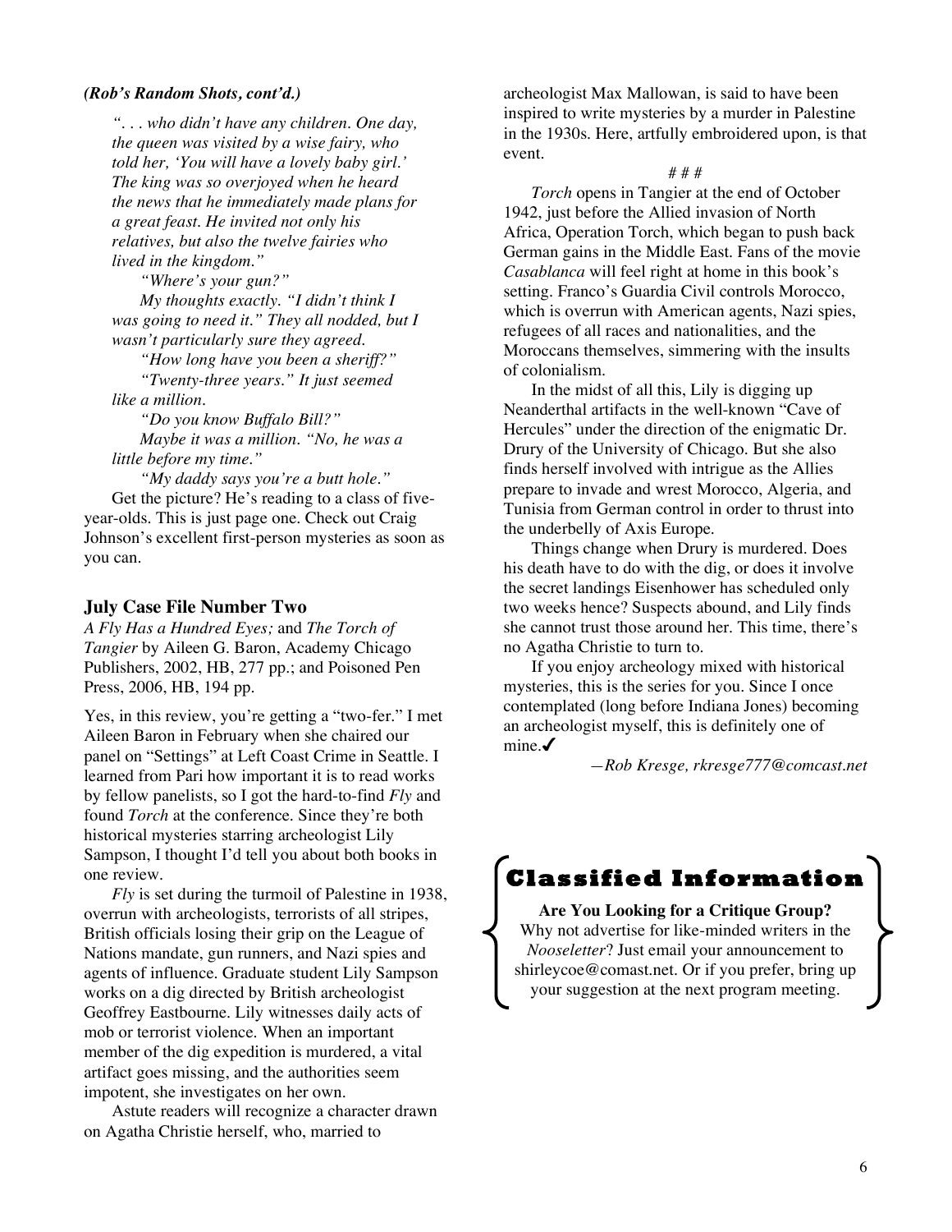***(Rob's Random Shots, cont'd.)***

*". . . who didn't have any children. One day, the queen was visited by a wise fairy, who told her, 'You will have a lovely baby girl.' The king was so overjoyed when he heard the news that he immediately made plans for a great feast. He invited not only his relatives, but also the twelve fairies who lived in the kingdom."*

*"Where's your gun?"*

*My thoughts exactly. "I didn't think I was going to need it." They all nodded, but I wasn't particularly sure they agreed.*

*"How long have you been a sheriff?"*

*"Twenty-three years." It just seemed like a million.*

*"Do you know Buffalo Bill?"*

*Maybe it was a million. "No, he was a little before my time."*

*"My daddy says you're a butt hole."*

Get the picture? He's reading to a class of five-year-olds. This is just page one. Check out Craig Johnson's excellent first-person mysteries as soon as you can.

### July Case File Number Two

*A Fly Has a Hundred Eyes;* and *The Torch of Tangier* by Aileen G. Baron, Academy Chicago Publishers, 2002, HB, 277 pp.; and Poisoned Pen Press, 2006, HB, 194 pp.

Yes, in this review, you're getting a "two-fer." I met Aileen Baron in February when she chaired our panel on "Settings" at Left Coast Crime in Seattle. I learned from Pari how important it is to read works by fellow panelists, so I got the hard-to-find *Fly* and found *Torch* at the conference. Since they're both historical mysteries starring archeologist Lily Sampson, I thought I'd tell you about both books in one review.

*Fly* is set during the turmoil of Palestine in 1938, overrun with archeologists, terrorists of all stripes, British officials losing their grip on the League of Nations mandate, gun runners, and Nazi spies and agents of influence. Graduate student Lily Sampson works on a dig directed by British archeologist Geoffrey Eastbourne. Lily witnesses daily acts of mob or terrorist violence. When an important member of the dig expedition is murdered, a vital artifact goes missing, and the authorities seem impotent, she investigates on her own.

Astute readers will recognize a character drawn on Agatha Christie herself, who, married to archeologist Max Mallowan, is said to have been inspired to write mysteries by a murder in Palestine in the 1930s. Here, artfully embroidered upon, is that event.

# # #

*Torch* opens in Tangier at the end of October 1942, just before the Allied invasion of North Africa, Operation Torch, which began to push back German gains in the Middle East. Fans of the movie *Casablanca* will feel right at home in this book's setting. Franco's Guardia Civil controls Morocco, which is overrun with American agents, Nazi spies, refugees of all races and nationalities, and the Moroccans themselves, simmering with the insults of colonialism.

In the midst of all this, Lily is digging up Neanderthal artifacts in the well-known "Cave of Hercules" under the direction of the enigmatic Dr. Drury of the University of Chicago. But she also finds herself involved with intrigue as the Allies prepare to invade and wrest Morocco, Algeria, and Tunisia from German control in order to thrust into the underbelly of Axis Europe.

Things change when Drury is murdered. Does his death have to do with the dig, or does it involve the secret landings Eisenhower has scheduled only two weeks hence? Suspects abound, and Lily finds she cannot trust those around her. This time, there's no Agatha Christie to turn to.

If you enjoy archeology mixed with historical mysteries, this is the series for you. Since I once contemplated (long before Indiana Jones) becoming an archeologist myself, this is definitely one of mine.✔

*—Rob Kresge, rkresge777@comcast.net*

## Classified Information

**Are You Looking for a Critique Group?**
Why not advertise for like-minded writers in the *Nooseletter*? Just email your announcement to shirleycoe@comast.net. Or if you prefer, bring up your suggestion at the next program meeting.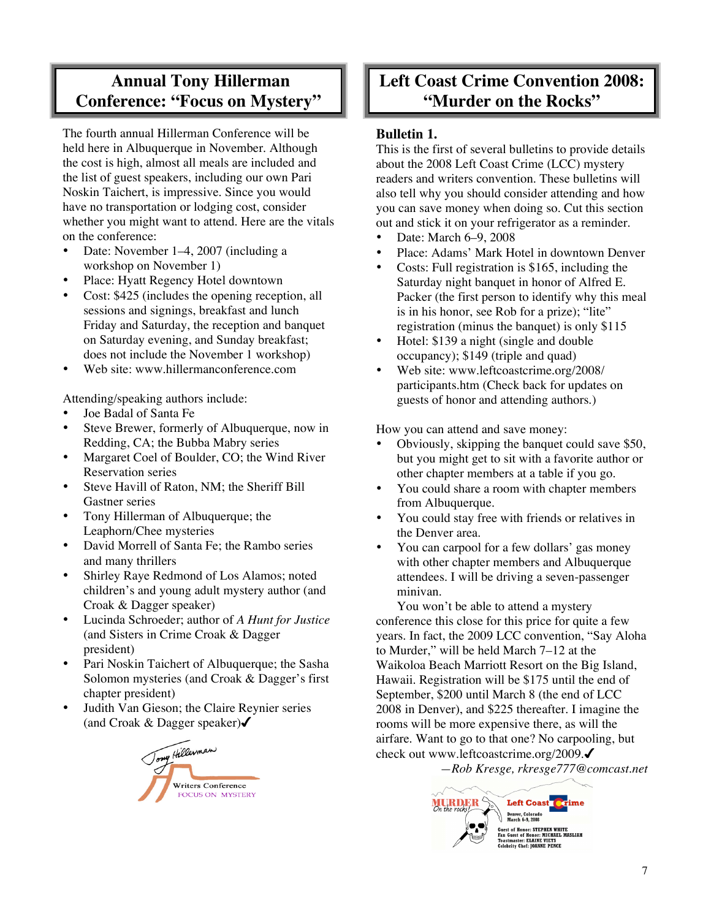## Annual Tony Hillerman Conference: "Focus on Mystery"

The fourth annual Hillerman Conference will be held here in Albuquerque in November. Although the cost is high, almost all meals are included and the list of guest speakers, including our own Pari Noskin Taichert, is impressive. Since you would have no transportation or lodging cost, consider whether you might want to attend. Here are the vitals on the conference:

- Date: November 1–4, 2007 (including a workshop on November 1)
- Place: Hyatt Regency Hotel downtown
- Cost: $425 (includes the opening reception, all sessions and signings, breakfast and lunch Friday and Saturday, the reception and banquet on Saturday evening, and Sunday breakfast; does not include the November 1 workshop)
- Web site: www.hillermanconference.com

Attending/speaking authors include:

- Joe Badal of Santa Fe
- Steve Brewer, formerly of Albuquerque, now in Redding, CA; the Bubba Mabry series
- Margaret Coel of Boulder, CO; the Wind River Reservation series
- Steve Havill of Raton, NM; the Sheriff Bill Gastner series
- Tony Hillerman of Albuquerque; the Leaphorn/Chee mysteries
- David Morrell of Santa Fe; the Rambo series and many thrillers
- Shirley Raye Redmond of Los Alamos; noted children's and young adult mystery author (and Croak & Dagger speaker)
- Lucinda Schroeder; author of *A Hunt for Justice* (and Sisters in Crime Croak & Dagger president)
- Pari Noskin Taichert of Albuquerque; the Sasha Solomon mysteries (and Croak & Dagger's first chapter president)
- Judith Van Gieson; the Claire Reynier series (and Croak & Dagger speaker)✓

## Left Coast Crime Convention 2008: "Murder on the Rocks"

**Bulletin 1.**

This is the first of several bulletins to provide details about the 2008 Left Coast Crime (LCC) mystery readers and writers convention. These bulletins will also tell why you should consider attending and how you can save money when doing so. Cut this section out and stick it on your refrigerator as a reminder.

- Date: March 6–9, 2008
- Place: Adams' Mark Hotel in downtown Denver
- Costs: Full registration is $165, including the Saturday night banquet in honor of Alfred E. Packer (the first person to identify why this meal is in his honor, see Rob for a prize); "lite" registration (minus the banquet) is only $115
- Hotel: $139 a night (single and double occupancy); $149 (triple and quad)
- Web site: www.leftcoastcrime.org/2008/participants.htm (Check back for updates on guests of honor and attending authors.)

How you can attend and save money:

- Obviously, skipping the banquet could save $50, but you might get to sit with a favorite author or other chapter members at a table if you go.
- You could share a room with chapter members from Albuquerque.
- You could stay free with friends or relatives in the Denver area.
- You can carpool for a few dollars' gas money with other chapter members and Albuquerque attendees. I will be driving a seven-passenger minivan.

You won't be able to attend a mystery conference this close for this price for quite a few years. In fact, the 2009 LCC convention, "Say Aloha to Murder," will be held March 7–12 at the Waikoloa Beach Marriott Resort on the Big Island, Hawaii. Registration will be $175 until the end of September, $200 until March 8 (the end of LCC 2008 in Denver), and $225 thereafter. I imagine the rooms will be more expensive there, as will the airfare. Want to go to that one? No carpooling, but check out www.leftcoastcrime.org/2009.✓

*—Rob Kresge, rkresge777@comcast.net*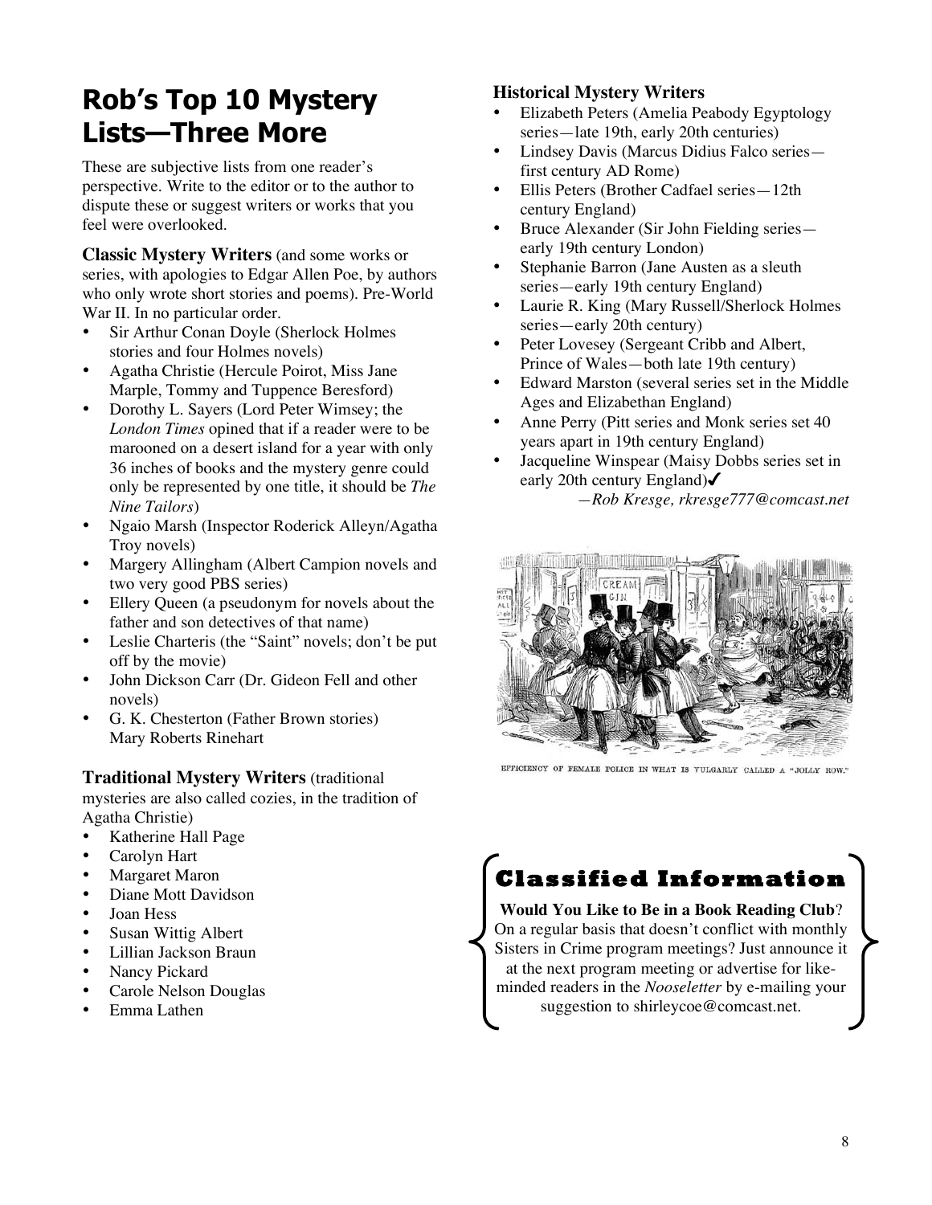# Rob's Top 10 Mystery Lists—Three More

These are subjective lists from one reader's perspective. Write to the editor or to the author to dispute these or suggest writers or works that you feel were overlooked.

**Classic Mystery Writers** (and some works or series, with apologies to Edgar Allen Poe, by authors who only wrote short stories and poems). Pre-World War II. In no particular order.

- Sir Arthur Conan Doyle (Sherlock Holmes stories and four Holmes novels)
- Agatha Christie (Hercule Poirot, Miss Jane Marple, Tommy and Tuppence Beresford)
- Dorothy L. Sayers (Lord Peter Wimsey; the *London Times* opined that if a reader were to be marooned on a desert island for a year with only 36 inches of books and the mystery genre could only be represented by one title, it should be *The Nine Tailors*)
- Ngaio Marsh (Inspector Roderick Alleyn/Agatha Troy novels)
- Margery Allingham (Albert Campion novels and two very good PBS series)
- Ellery Queen (a pseudonym for novels about the father and son detectives of that name)
- Leslie Charteris (the "Saint" novels; don't be put off by the movie)
- John Dickson Carr (Dr. Gideon Fell and other novels)
- G. K. Chesterton (Father Brown stories)
  Mary Roberts Rinehart

**Traditional Mystery Writers** (traditional mysteries are also called cozies, in the tradition of Agatha Christie)

- Katherine Hall Page
- Carolyn Hart
- Margaret Maron
- Diane Mott Davidson
- Joan Hess
- Susan Wittig Albert
- Lillian Jackson Braun
- Nancy Pickard
- Carole Nelson Douglas
- Emma Lathen

**Historical Mystery Writers**

- Elizabeth Peters (Amelia Peabody Egyptology series—late 19th, early 20th centuries)
- Lindsey Davis (Marcus Didius Falco series—first century AD Rome)
- Ellis Peters (Brother Cadfael series—12th century England)
- Bruce Alexander (Sir John Fielding series—early 19th century London)
- Stephanie Barron (Jane Austen as a sleuth series—early 19th century England)
- Laurie R. King (Mary Russell/Sherlock Holmes series—early 20th century)
- Peter Lovesey (Sergeant Cribb and Albert, Prince of Wales—both late 19th century)
- Edward Marston (several series set in the Middle Ages and Elizabethan England)
- Anne Perry (Pitt series and Monk series set 40 years apart in 19th century England)
- Jacqueline Winspear (Maisy Dobbs series set in early 20th century England)✓

*—Rob Kresge, rkresge777@comcast.net*

EFFICIENCY OF FEMALE POLICE IN WHAT IS VULGARLY CALLED A "JOLLY ROW."

## Classified Information

**Would You Like to Be in a Book Reading Club**? On a regular basis that doesn't conflict with monthly Sisters in Crime program meetings? Just announce it at the next program meeting or advertise for like-minded readers in the *Nooseletter* by e-mailing your suggestion to shirleycoe@comcast.net.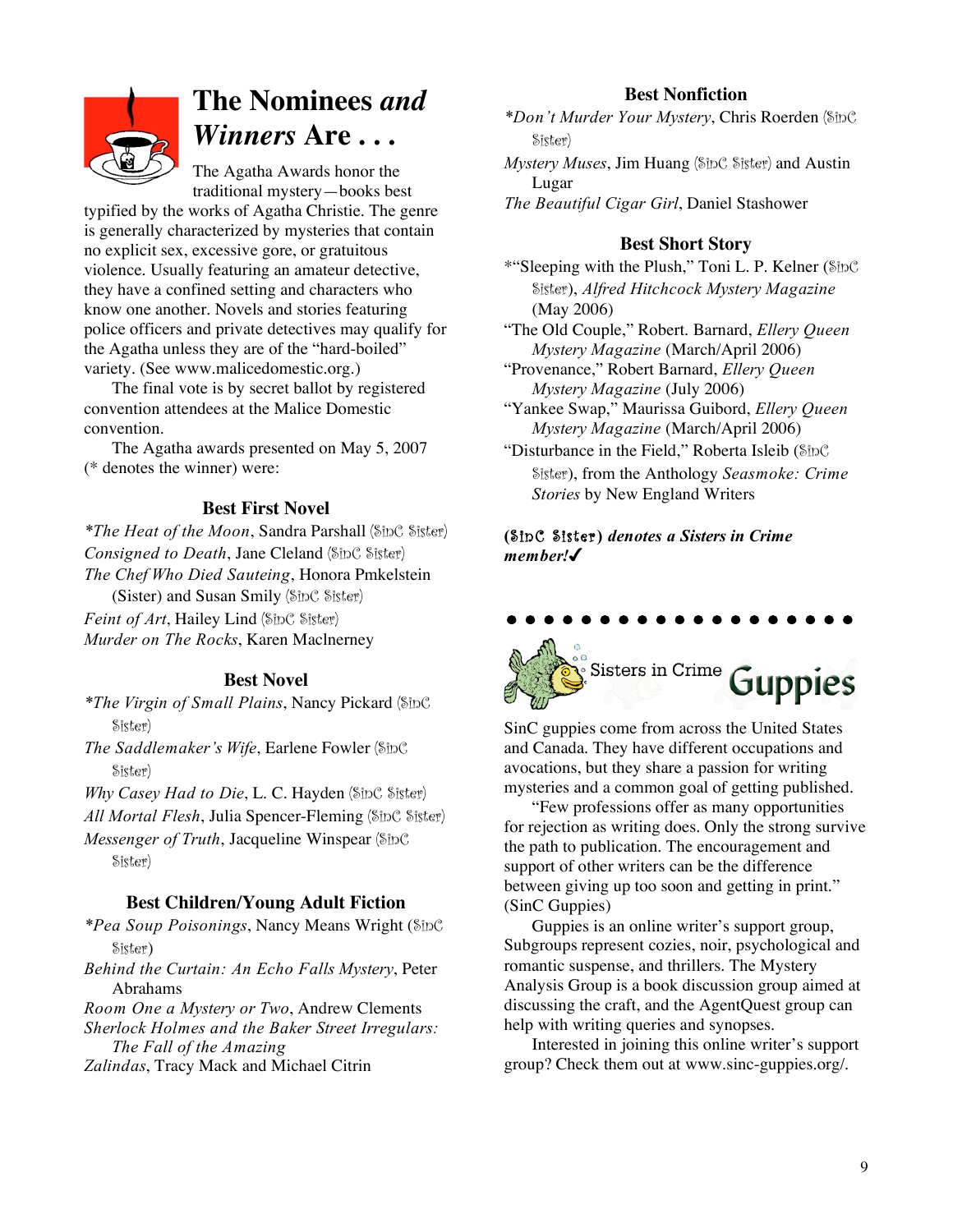# The Nominees *and* *Winners* Are . . .

The Agatha Awards honor the traditional mystery—books best typified by the works of Agatha Christie. The genre is generally characterized by mysteries that contain no explicit sex, excessive gore, or gratuitous violence. Usually featuring an amateur detective, they have a confined setting and characters who know one another. Novels and stories featuring police officers and private detectives may qualify for the Agatha unless they are of the "hard-boiled" variety. (See www.malicedomestic.org.)

The final vote is by secret ballot by registered convention attendees at the Malice Domestic convention.

The Agatha awards presented on May 5, 2007 (* denotes the winner) were:

### Best First Novel

*\*The Heat of the Moon*, Sandra Parshall (SinC Sister)
*Consigned to Death*, Jane Cleland (SinC Sister)
*The Chef Who Died Sauteing*, Honora Pmkelstein (Sister) and Susan Smily (SinC Sister)
*Feint of Art*, Hailey Lind (SinC Sister)
*Murder on The Rocks*, Karen Maclnerney

### Best Novel

*\*The Virgin of Small Plains*, Nancy Pickard (SinC Sister)
*The Saddlemaker's Wife*, Earlene Fowler (SinC Sister)
*Why Casey Had to Die*, L. C. Hayden (SinC Sister)
*All Mortal Flesh*, Julia Spencer-Fleming (SinC Sister)
*Messenger of Truth*, Jacqueline Winspear (SinC Sister)

### Best Children/Young Adult Fiction

*\*Pea Soup Poisonings*, Nancy Means Wright (SinC Sister)
*Behind the Curtain: An Echo Falls Mystery*, Peter Abrahams
*Room One a Mystery or Two*, Andrew Clements
*Sherlock Holmes and the Baker Street Irregulars: The Fall of the Amazing Zalindas*, Tracy Mack and Michael Citrin

### Best Nonfiction

*\*Don't Murder Your Mystery*, Chris Roerden (SinC Sister)
*Mystery Muses*, Jim Huang (SinC Sister) and Austin Lugar
*The Beautiful Cigar Girl*, Daniel Stashower

### Best Short Story

\*"Sleeping with the Plush," Toni L. P. Kelner (SinC Sister), *Alfred Hitchcock Mystery Magazine* (May 2006)
"The Old Couple," Robert. Barnard, *Ellery Queen Mystery Magazine* (March/April 2006)
"Provenance," Robert Barnard, *Ellery Queen Mystery Magazine* (July 2006)
"Yankee Swap," Maurissa Guibord, *Ellery Queen Mystery Magazine* (March/April 2006)
"Disturbance in the Field," Roberta Isleib (SinC Sister), from the Anthology *Seasmoke: Crime Stories* by New England Writers

***(SinC Sister) denotes a Sisters in Crime member!✓***

---

## Sisters in Crime Guppies

SinC guppies come from across the United States and Canada. They have different occupations and avocations, but they share a passion for writing mysteries and a common goal of getting published.

"Few professions offer as many opportunities for rejection as writing does. Only the strong survive the path to publication. The encouragement and support of other writers can be the difference between giving up too soon and getting in print." (SinC Guppies)

Guppies is an online writer's support group, Subgroups represent cozies, noir, psychological and romantic suspense, and thrillers. The Mystery Analysis Group is a book discussion group aimed at discussing the craft, and the AgentQuest group can help with writing queries and synopses.

Interested in joining this online writer's support group? Check them out at www.sinc-guppies.org/.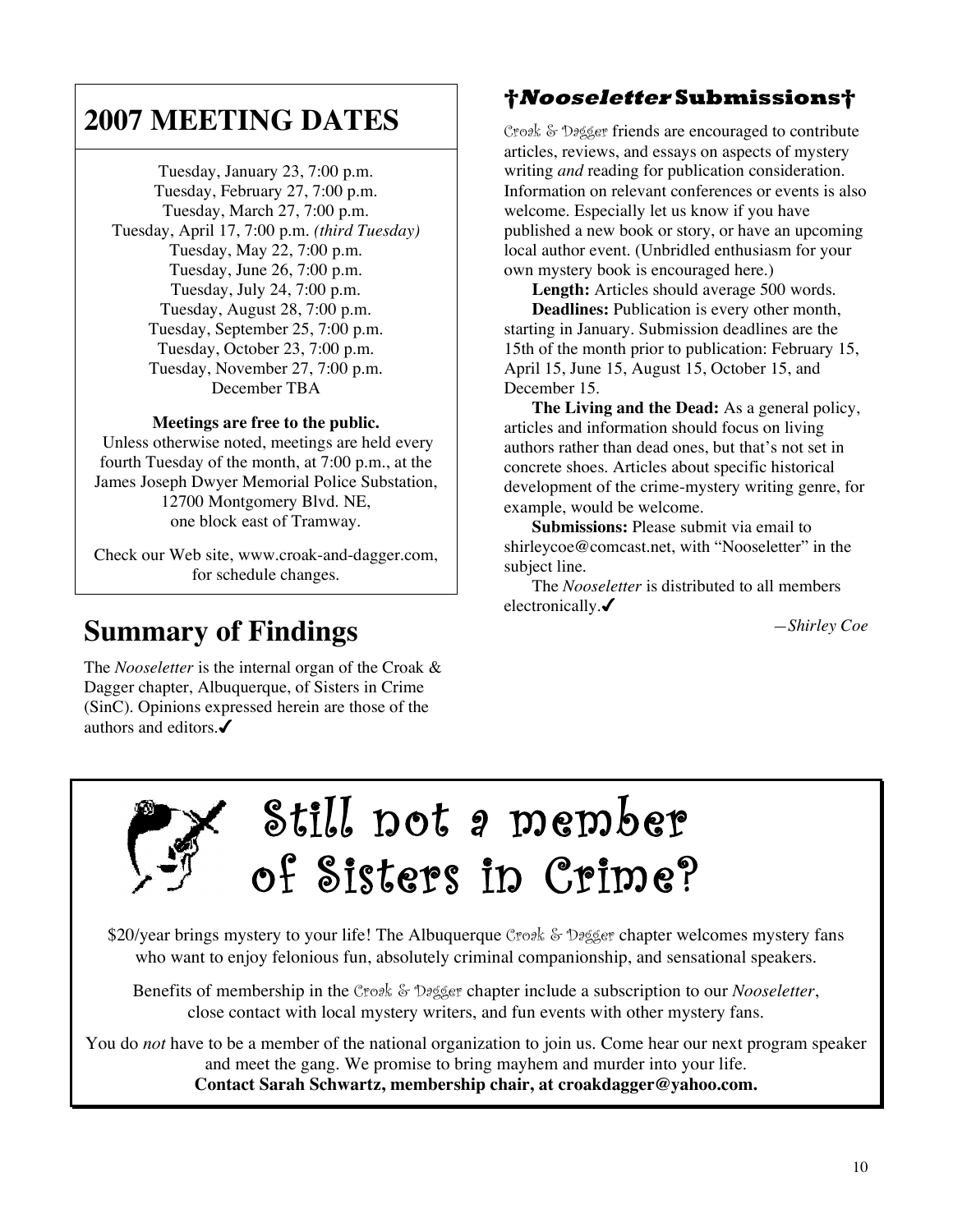## 2007 MEETING DATES

Tuesday, January 23, 7:00 p.m.
Tuesday, February 27, 7:00 p.m.
Tuesday, March 27, 7:00 p.m.
Tuesday, April 17, 7:00 p.m. *(third Tuesday)*
Tuesday, May 22, 7:00 p.m.
Tuesday, June 26, 7:00 p.m.
Tuesday, July 24, 7:00 p.m.
Tuesday, August 28, 7:00 p.m.
Tuesday, September 25, 7:00 p.m.
Tuesday, October 23, 7:00 p.m.
Tuesday, November 27, 7:00 p.m.
December TBA

**Meetings are free to the public.**
Unless otherwise noted, meetings are held every fourth Tuesday of the month, at 7:00 p.m., at the James Joseph Dwyer Memorial Police Substation, 12700 Montgomery Blvd. NE, one block east of Tramway.

Check our Web site, www.croak-and-dagger.com, for schedule changes.

## Summary of Findings

The *Nooseletter* is the internal organ of the Croak & Dagger chapter, Albuquerque, of Sisters in Crime (SinC). Opinions expressed herein are those of the authors and editors.✔

## †*Nooseletter* Submissions†

Croak & Dagger friends are encouraged to contribute articles, reviews, and essays on aspects of mystery writing *and* reading for publication consideration. Information on relevant conferences or events is also welcome. Especially let us know if you have published a new book or story, or have an upcoming local author event. (Unbridled enthusiasm for your own mystery book is encouraged here.)

**Length:** Articles should average 500 words.

**Deadlines:** Publication is every other month, starting in January. Submission deadlines are the 15th of the month prior to publication: February 15, April 15, June 15, August 15, October 15, and December 15.

**The Living and the Dead:** As a general policy, articles and information should focus on living authors rather than dead ones, but that's not set in concrete shoes. Articles about specific historical development of the crime-mystery writing genre, for example, would be welcome.

**Submissions:** Please submit via email to shirleycoe@comcast.net, with "Nooseletter" in the subject line.

The *Nooseletter* is distributed to all members electronically.✔

—*Shirley Coe*

## Still not a member of Sisters in Crime?

$20/year brings mystery to your life! The Albuquerque Croak & Dagger chapter welcomes mystery fans who want to enjoy felonious fun, absolutely criminal companionship, and sensational speakers.

Benefits of membership in the Croak & Dagger chapter include a subscription to our *Nooseletter*, close contact with local mystery writers, and fun events with other mystery fans.

You do *not* have to be a member of the national organization to join us. Come hear our next program speaker and meet the gang. We promise to bring mayhem and murder into your life.
**Contact Sarah Schwartz, membership chair, at croakdagger@yahoo.com.**